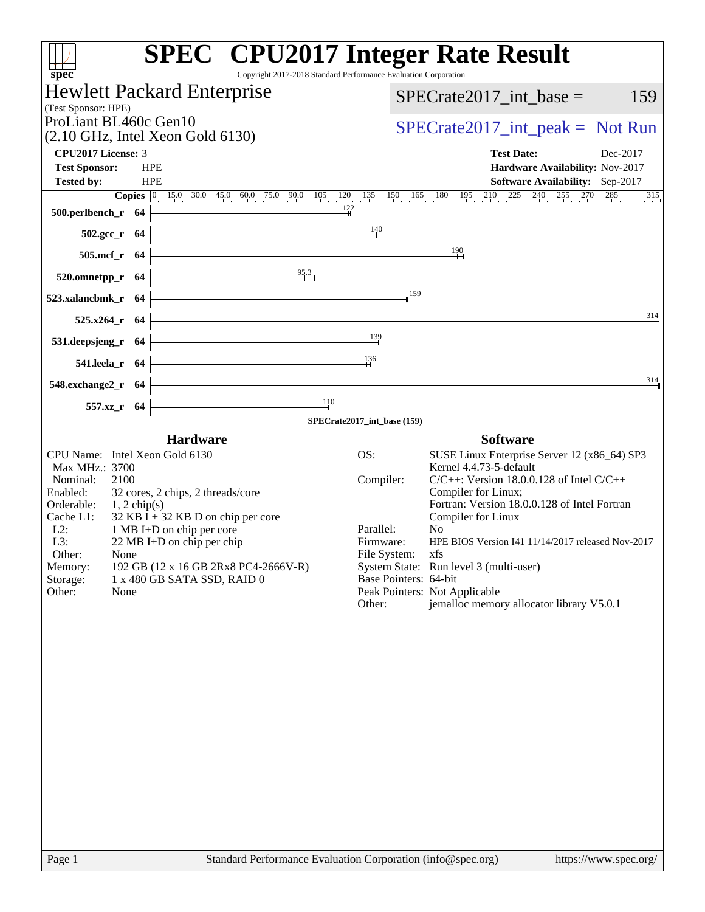# SPEC CPU2017 Integer Rate Result

Copyright 2017-2018 Standard Performance Evaluation Corporation

**Hewlett Packard Enterprise**
(Test Sponsor: HPE)

ProLiant BL460c Gen10
(2.10 GHz, Intel Xeon Gold 6130)

SPECrate2017_int_base = 159

SPECrate2017_int_peak = Not Run

| | | | |
|---|---|---|---|
| **CPU2017 License:** | 3 | **Test Date:** | Dec-2017 |
| **Test Sponsor:** | HPE | **Hardware Availability:** | Nov-2017 |
| **Tested by:** | HPE | **Software Availability:** | Sep-2017 |

| Benchmark | Copies | SPECrate2017_int_base |
|---|---|---|
| 500.perlbench_r | 64 | 122 |
| 502.gcc_r | 64 | 140 |
| 505.mcf_r | 64 | 190 |
| 520.omnetpp_r | 64 | 95.3 |
| 523.xalancbmk_r | 64 | 159 |
| 525.x264_r | 64 | 314 |
| 531.deepsjeng_r | 64 | 139 |
| 541.leela_r | 64 | 136 |
| 548.exchange2_r | 64 | 314 |
| 557.xz_r | 64 | 110 |

SPECrate2017_int_base (159)

## Hardware

| | |
|---|---|
| CPU Name: | Intel Xeon Gold 6130 |
| Max MHz.: | 3700 |
| Nominal: | 2100 |
| Enabled: | 32 cores, 2 chips, 2 threads/core |
| Orderable: | 1, 2 chip(s) |
| Cache L1: | 32 KB I + 32 KB D on chip per core |
| L2: | 1 MB I+D on chip per core |
| L3: | 22 MB I+D on chip per chip |
| Other: | None |
| Memory: | 192 GB (12 x 16 GB 2Rx8 PC4-2666V-R) |
| Storage: | 1 x 480 GB SATA SSD, RAID 0 |
| Other: | None |

## Software

| | |
|---|---|
| OS: | SUSE Linux Enterprise Server 12 (x86_64) SP3 Kernel 4.4.73-5-default |
| Compiler: | C/C++: Version 18.0.0.128 of Intel C/C++ Compiler for Linux; Fortran: Version 18.0.0.128 of Intel Fortran Compiler for Linux |
| Parallel: | No |
| Firmware: | HPE BIOS Version I41 11/14/2017 released Nov-2017 |
| File System: | xfs |
| System State: | Run level 3 (multi-user) |
| Base Pointers: | 64-bit |
| Peak Pointers: | Not Applicable |
| Other: | jemalloc memory allocator library V5.0.1 |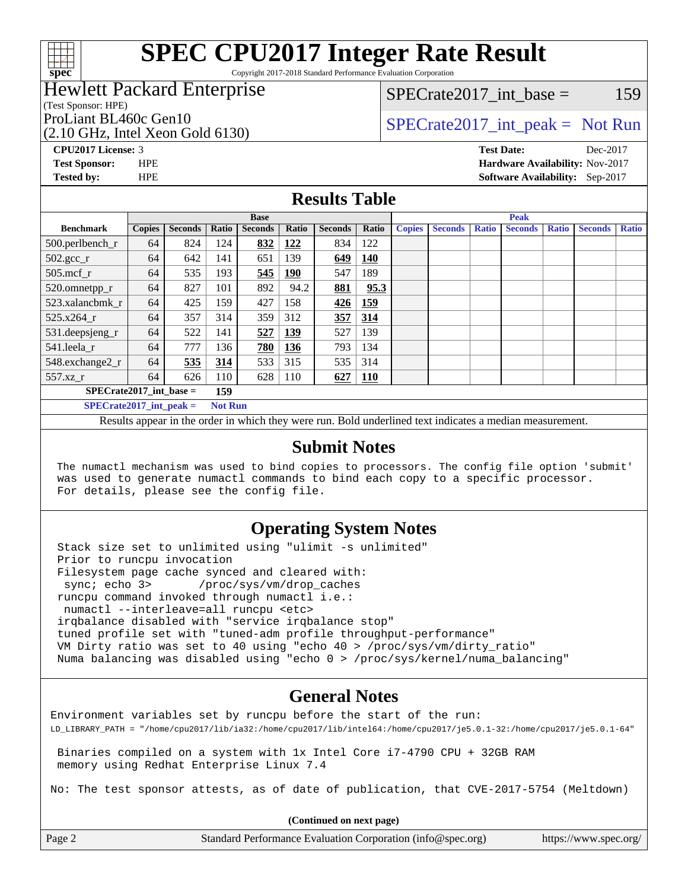# SPEC CPU2017 Integer Rate Result

Copyright 2017-2018 Standard Performance Evaluation Corporation

**Hewlett Packard Enterprise**
(Test Sponsor: HPE)
ProLiant BL460c Gen10
(2.10 GHz, Intel Xeon Gold 6130)

SPECrate2017_int_base = 159

SPECrate2017_int_peak = Not Run

**CPU2017 License:** 3
**Test Sponsor:** HPE
**Tested by:** HPE

**Test Date:** Dec-2017
**Hardware Availability:** Nov-2017
**Software Availability:** Sep-2017

## Results Table

| Benchmark | Base | | | | | | | Peak | | | | | | |
|---|---|---|---|---|---|---|---|---|---|---|---|---|---|---|
| | Copies | Seconds | Ratio | Seconds | Ratio | Seconds | Ratio | Copies | Seconds | Ratio | Seconds | Ratio | Seconds | Ratio |
| 500.perlbench_r | 64 | 824 | 124 | **832** | **122** | 834 | 122 | | | | | | | |
| 502.gcc_r | 64 | 642 | 141 | 651 | 139 | **649** | **140** | | | | | | | |
| 505.mcf_r | 64 | 535 | 193 | **545** | **190** | 547 | 189 | | | | | | | |
| 520.omnetpp_r | 64 | 827 | 101 | 892 | 94.2 | **881** | **95.3** | | | | | | | |
| 523.xalancbmk_r | 64 | 425 | 159 | 427 | 158 | **426** | **159** | | | | | | | |
| 525.x264_r | 64 | 357 | 314 | 359 | 312 | **357** | **314** | | | | | | | |
| 531.deepsjeng_r | 64 | 522 | 141 | **527** | **139** | 527 | 139 | | | | | | | |
| 541.leela_r | 64 | 777 | 136 | **780** | **136** | 793 | 134 | | | | | | | |
| 548.exchange2_r | 64 | **535** | **314** | 533 | 315 | 535 | 314 | | | | | | | |
| 557.xz_r | 64 | 626 | 110 | 628 | 110 | **627** | **110** | | | | | | | |

**SPECrate2017_int_base = 159**

**SPECrate2017_int_peak = Not Run**

Results appear in the order in which they were run. Bold underlined text indicates a median measurement.

## Submit Notes

```
The numactl mechanism was used to bind copies to processors. The config file option 'submit'
was used to generate numactl commands to bind each copy to a specific processor.
For details, please see the config file.
```

## Operating System Notes

```
Stack size set to unlimited using "ulimit -s unlimited"
Prior to runcpu invocation
Filesystem page cache synced and cleared with:
 sync; echo 3>       /proc/sys/vm/drop_caches
runcpu command invoked through numactl i.e.:
 numactl --interleave=all runcpu <etc>
irqbalance disabled with "service irqbalance stop"
tuned profile set with "tuned-adm profile throughput-performance"
VM Dirty ratio was set to 40 using "echo 40 > /proc/sys/vm/dirty_ratio"
Numa balancing was disabled using "echo 0 > /proc/sys/kernel/numa_balancing"
```

## General Notes

```
Environment variables set by runcpu before the start of the run:
LD_LIBRARY_PATH = "/home/cpu2017/lib/ia32:/home/cpu2017/lib/intel64:/home/cpu2017/je5.0.1-32:/home/cpu2017/je5.0.1-64"

 Binaries compiled on a system with 1x Intel Core i7-4790 CPU + 32GB RAM
 memory using Redhat Enterprise Linux 7.4

No: The test sponsor attests, as of date of publication, that CVE-2017-5754 (Meltdown)
```

**(Continued on next page)**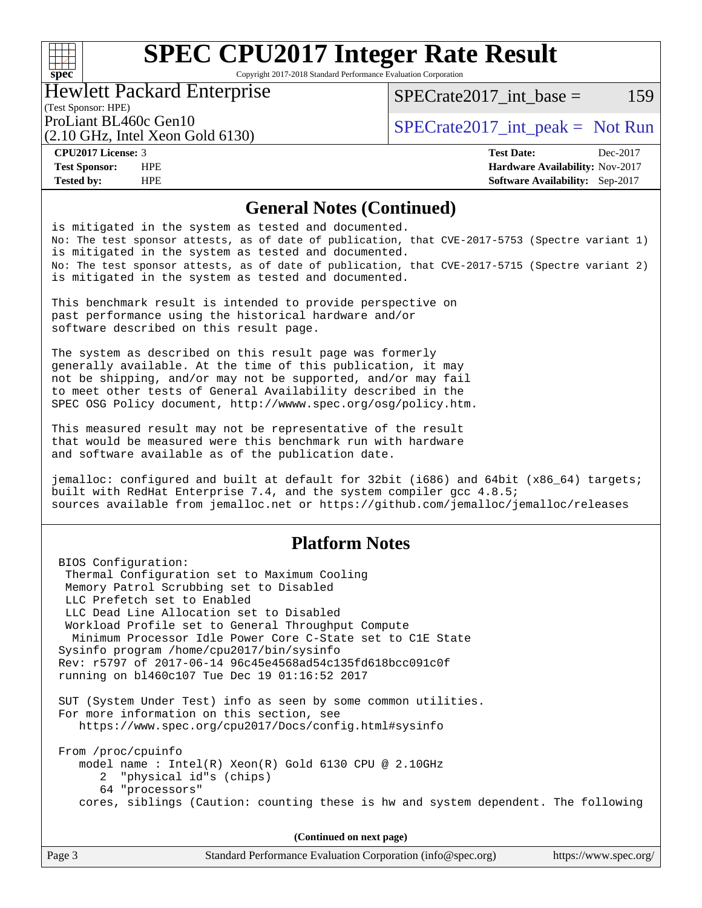## General Notes (Continued)

```
is mitigated in the system as tested and documented.
No: The test sponsor attests, as of date of publication, that CVE-2017-5753 (Spectre variant 1)
is mitigated in the system as tested and documented.
No: The test sponsor attests, as of date of publication, that CVE-2017-5715 (Spectre variant 2)
is mitigated in the system as tested and documented.

This benchmark result is intended to provide perspective on
past performance using the historical hardware and/or
software described on this result page.

The system as described on this result page was formerly
generally available. At the time of this publication, it may
not be shipping, and/or may not be supported, and/or may fail
to meet other tests of General Availability described in the
SPEC OSG Policy document, http://wwww.spec.org/osg/policy.htm.

This measured result may not be representative of the result
that would be measured were this benchmark run with hardware
and software available as of the publication date.

jemalloc: configured and built at default for 32bit (i686) and 64bit (x86_64) targets;
built with RedHat Enterprise 7.4, and the system compiler gcc 4.8.5;
sources available from jemalloc.net or https://github.com/jemalloc/jemalloc/releases
```

## Platform Notes

```
BIOS Configuration:
 Thermal Configuration set to Maximum Cooling
 Memory Patrol Scrubbing set to Disabled
 LLC Prefetch set to Enabled
 LLC Dead Line Allocation set to Disabled
 Workload Profile set to General Throughput Compute
  Minimum Processor Idle Power Core C-State set to C1E State
Sysinfo program /home/cpu2017/bin/sysinfo
Rev: r5797 of 2017-06-14 96c45e4568ad54c135fd618bcc091c0f
running on bl460c107 Tue Dec 19 01:16:52 2017

SUT (System Under Test) info as seen by some common utilities.
For more information on this section, see
   https://www.spec.org/cpu2017/Docs/config.html#sysinfo

From /proc/cpuinfo
   model name : Intel(R) Xeon(R) Gold 6130 CPU @ 2.10GHz
      2  "physical id"s (chips)
      64 "processors"
   cores, siblings (Caution: counting these is hw and system dependent. The following
```

(Continued on next page)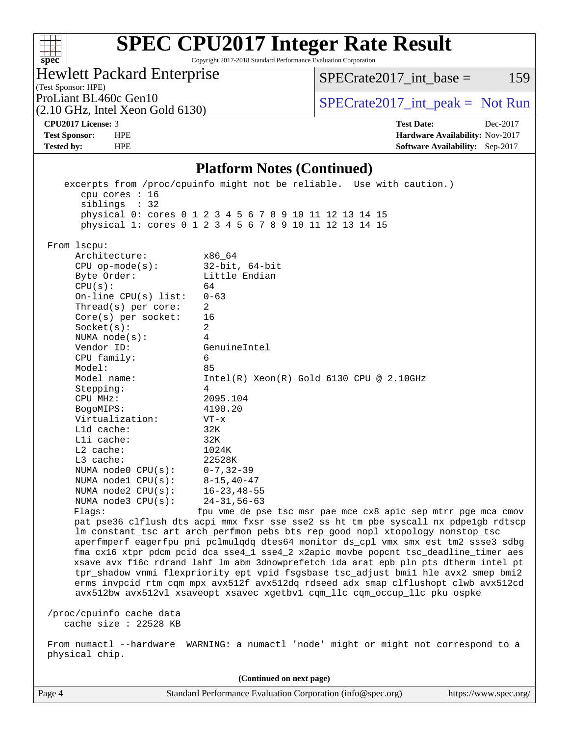## Platform Notes (Continued)

```
    excerpts from /proc/cpuinfo might not be reliable.  Use with caution.)
       cpu cores : 16
       siblings  : 32
       physical 0: cores 0 1 2 3 4 5 6 7 8 9 10 11 12 13 14 15
       physical 1: cores 0 1 2 3 4 5 6 7 8 9 10 11 12 13 14 15

 From lscpu:
      Architecture:          x86_64
      CPU op-mode(s):        32-bit, 64-bit
      Byte Order:            Little Endian
      CPU(s):                64
      On-line CPU(s) list:   0-63
      Thread(s) per core:    2
      Core(s) per socket:    16
      Socket(s):             2
      NUMA node(s):          4
      Vendor ID:             GenuineIntel
      CPU family:            6
      Model:                 85
      Model name:            Intel(R) Xeon(R) Gold 6130 CPU @ 2.10GHz
      Stepping:              4
      CPU MHz:               2095.104
      BogoMIPS:              4190.20
      Virtualization:        VT-x
      L1d cache:             32K
      L1i cache:             32K
      L2 cache:              1024K
      L3 cache:              22528K
      NUMA node0 CPU(s):     0-7,32-39
      NUMA node1 CPU(s):     8-15,40-47
      NUMA node2 CPU(s):     16-23,48-55
      NUMA node3 CPU(s):     24-31,56-63
      Flags:                fpu vme de pse tsc msr pae mce cx8 apic sep mtrr pge mca cmov
      pat pse36 clflush dts acpi mmx fxsr sse sse2 ss ht tm pbe syscall nx pdpe1gb rdtscp
      lm constant_tsc art arch_perfmon pebs bts rep_good nopl xtopology nonstop_tsc
      aperfmperf eagerfpu pni pclmulqdq dtes64 monitor ds_cpl vmx smx est tm2 ssse3 sdbg
      fma cx16 xtpr pdcm pcid dca sse4_1 sse4_2 x2apic movbe popcnt tsc_deadline_timer aes
      xsave avx f16c rdrand lahf_lm abm 3dnowprefetch ida arat epb pln pts dtherm intel_pt
      tpr_shadow vnmi flexpriority ept vpid fsgsbase tsc_adjust bmi1 hle avx2 smep bmi2
      erms invpcid rtm cqm mpx avx512f avx512dq rdseed adx smap clflushopt clwb avx512cd
      avx512bw avx512vl xsaveopt xsavec xgetbv1 cqm_llc cqm_occup_llc pku ospke

 /proc/cpuinfo cache data
    cache size : 22528 KB

 From numactl --hardware  WARNING: a numactl 'node' might or might not correspond to a
 physical chip.
```

(Continued on next page)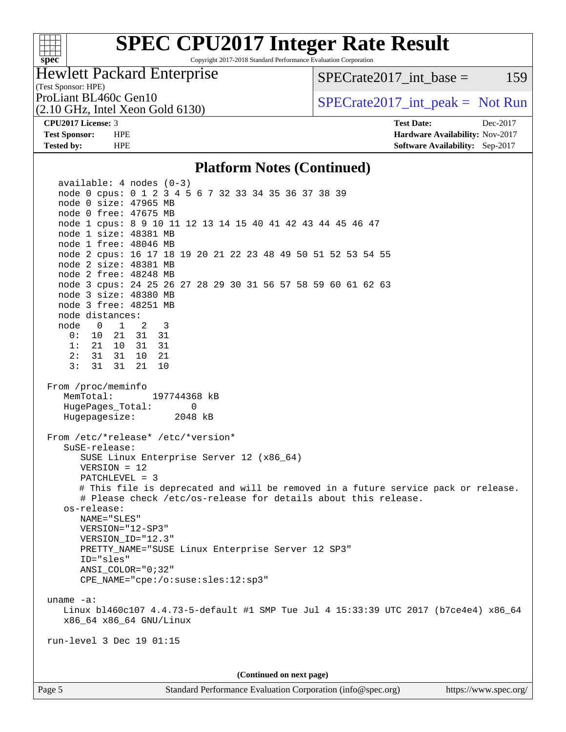# SPEC CPU2017 Integer Rate Result

Copyright 2017-2018 Standard Performance Evaluation Corporation

**Hewlett Packard Enterprise**
(Test Sponsor: HPE)
ProLiant BL460c Gen10
(2.10 GHz, Intel Xeon Gold 6130)

SPECrate2017_int_base = 159

SPECrate2017_int_peak = Not Run

| | | | |
|---|---|---|---|
| **CPU2017 License:** | 3 | **Test Date:** | Dec-2017 |
| **Test Sponsor:** | HPE | **Hardware Availability:** | Nov-2017 |
| **Tested by:** | HPE | **Software Availability:** | Sep-2017 |

## Platform Notes (Continued)

```
   available: 4 nodes (0-3)
   node 0 cpus: 0 1 2 3 4 5 6 7 32 33 34 35 36 37 38 39
   node 0 size: 47965 MB
   node 0 free: 47675 MB
   node 1 cpus: 8 9 10 11 12 13 14 15 40 41 42 43 44 45 46 47
   node 1 size: 48381 MB
   node 1 free: 48046 MB
   node 2 cpus: 16 17 18 19 20 21 22 23 48 49 50 51 52 53 54 55
   node 2 size: 48381 MB
   node 2 free: 48248 MB
   node 3 cpus: 24 25 26 27 28 29 30 31 56 57 58 59 60 61 62 63
   node 3 size: 48380 MB
   node 3 free: 48251 MB
   node distances:
   node   0   1   2   3
     0:  10  21  31  31
     1:  21  10  31  31
     2:  31  31  10  21
     3:  31  31  21  10

 From /proc/meminfo
    MemTotal:       197744368 kB
    HugePages_Total:       0
    Hugepagesize:       2048 kB

 From /etc/*release* /etc/*version*
    SuSE-release:
       SUSE Linux Enterprise Server 12 (x86_64)
       VERSION = 12
       PATCHLEVEL = 3
       # This file is deprecated and will be removed in a future service pack or release.
       # Please check /etc/os-release for details about this release.
    os-release:
       NAME="SLES"
       VERSION="12-SP3"
       VERSION_ID="12.3"
       PRETTY_NAME="SUSE Linux Enterprise Server 12 SP3"
       ID="sles"
       ANSI_COLOR="0;32"
       CPE_NAME="cpe:/o:suse:sles:12:sp3"

 uname -a:
    Linux bl460c107 4.4.73-5-default #1 SMP Tue Jul 4 15:33:39 UTC 2017 (b7ce4e4) x86_64
    x86_64 x86_64 GNU/Linux

 run-level 3 Dec 19 01:15
```

(Continued on next page)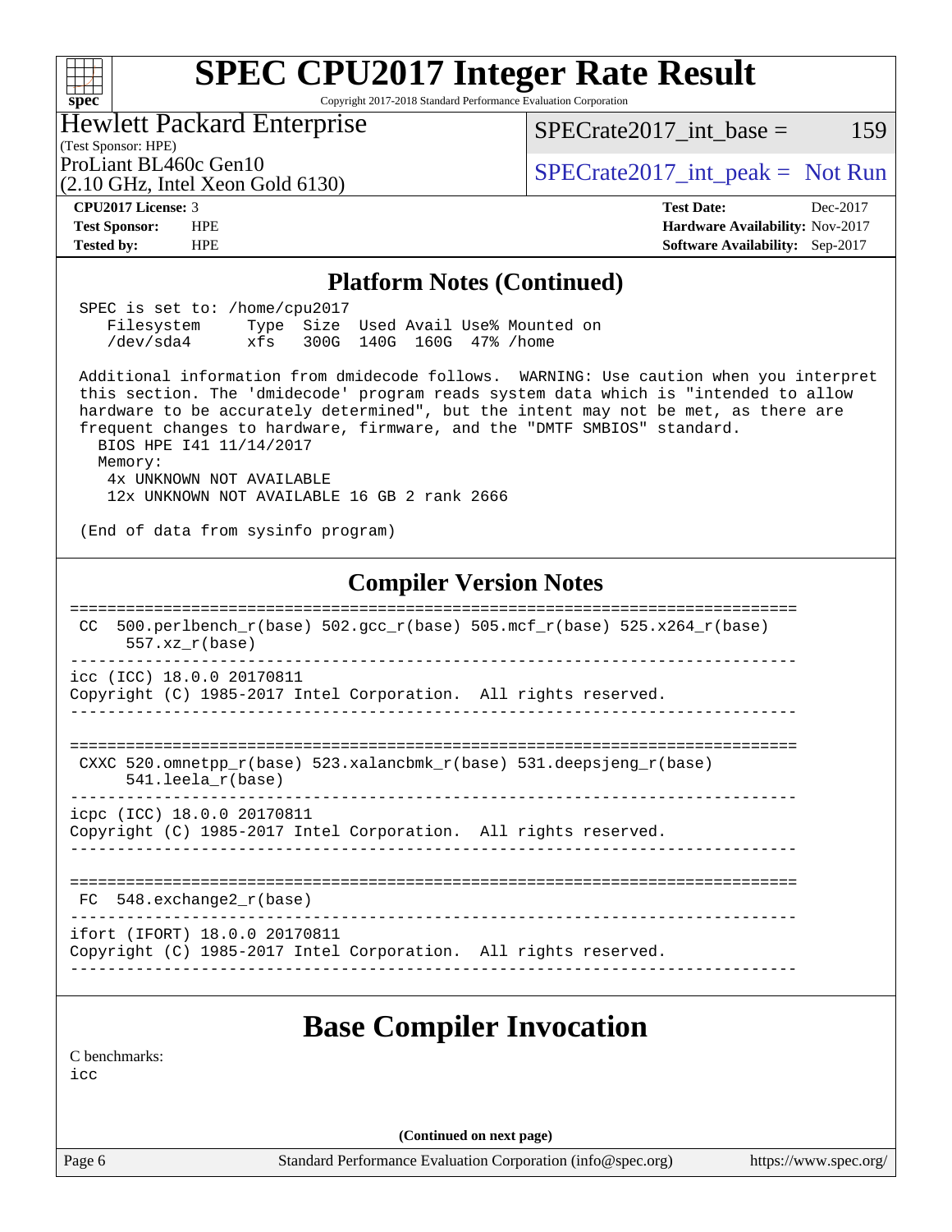# SPEC CPU2017 Integer Rate Result

Copyright 2017-2018 Standard Performance Evaluation Corporation

**Hewlett Packard Enterprise**
(Test Sponsor: HPE)
ProLiant BL460c Gen10
(2.10 GHz, Intel Xeon Gold 6130)

SPECrate2017_int_base = 159

SPECrate2017_int_peak = Not Run

| | | | |
|---|---|---|---|
| **CPU2017 License:** | 3 | **Test Date:** | Dec-2017 |
| **Test Sponsor:** | HPE | **Hardware Availability:** | Nov-2017 |
| **Tested by:** | HPE | **Software Availability:** | Sep-2017 |

## Platform Notes (Continued)

```
 SPEC is set to: /home/cpu2017
    Filesystem     Type  Size  Used Avail Use% Mounted on
    /dev/sda4      xfs   300G  140G  160G  47% /home

 Additional information from dmidecode follows.  WARNING: Use caution when you interpret
 this section. The 'dmidecode' program reads system data which is "intended to allow
 hardware to be accurately determined", but the intent may not be met, as there are
 frequent changes to hardware, firmware, and the "DMTF SMBIOS" standard.
   BIOS HPE I41 11/14/2017
   Memory:
    4x UNKNOWN NOT AVAILABLE
    12x UNKNOWN NOT AVAILABLE 16 GB 2 rank 2666

 (End of data from sysinfo program)
```

## Compiler Version Notes

```
==============================================================================
 CC  500.perlbench_r(base) 502.gcc_r(base) 505.mcf_r(base) 525.x264_r(base)
      557.xz_r(base)
------------------------------------------------------------------------------
icc (ICC) 18.0.0 20170811
Copyright (C) 1985-2017 Intel Corporation.  All rights reserved.
------------------------------------------------------------------------------

==============================================================================
 CXXC 520.omnetpp_r(base) 523.xalancbmk_r(base) 531.deepsjeng_r(base)
      541.leela_r(base)
------------------------------------------------------------------------------
icpc (ICC) 18.0.0 20170811
Copyright (C) 1985-2017 Intel Corporation.  All rights reserved.
------------------------------------------------------------------------------

==============================================================================
 FC  548.exchange2_r(base)
------------------------------------------------------------------------------
ifort (IFORT) 18.0.0 20170811
Copyright (C) 1985-2017 Intel Corporation.  All rights reserved.
------------------------------------------------------------------------------
```

## Base Compiler Invocation

C benchmarks:
icc

(Continued on next page)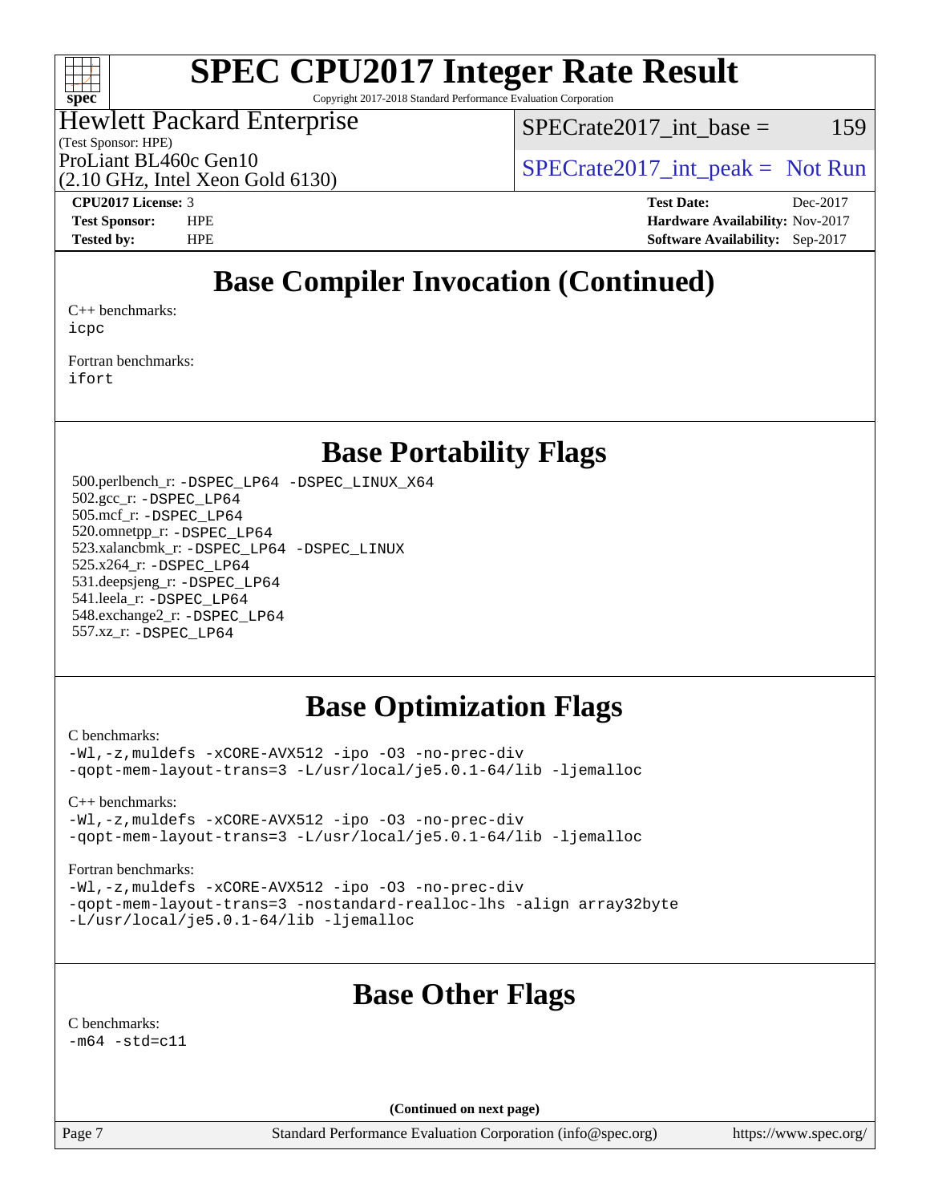# Base Compiler Invocation (Continued)

C++ benchmarks:
icpc

Fortran benchmarks:
ifort

# Base Portability Flags

500.perlbench_r: -DSPEC_LP64 -DSPEC_LINUX_X64
502.gcc_r: -DSPEC_LP64
505.mcf_r: -DSPEC_LP64
520.omnetpp_r: -DSPEC_LP64
523.xalancbmk_r: -DSPEC_LP64 -DSPEC_LINUX
525.x264_r: -DSPEC_LP64
531.deepsjeng_r: -DSPEC_LP64
541.leela_r: -DSPEC_LP64
548.exchange2_r: -DSPEC_LP64
557.xz_r: -DSPEC_LP64

# Base Optimization Flags

C benchmarks:
-Wl,-z,muldefs -xCORE-AVX512 -ipo -O3 -no-prec-div
-qopt-mem-layout-trans=3 -L/usr/local/je5.0.1-64/lib -ljemalloc

C++ benchmarks:
-Wl,-z,muldefs -xCORE-AVX512 -ipo -O3 -no-prec-div
-qopt-mem-layout-trans=3 -L/usr/local/je5.0.1-64/lib -ljemalloc

Fortran benchmarks:
-Wl,-z,muldefs -xCORE-AVX512 -ipo -O3 -no-prec-div
-qopt-mem-layout-trans=3 -nostandard-realloc-lhs -align array32byte
-L/usr/local/je5.0.1-64/lib -ljemalloc

# Base Other Flags

C benchmarks:
-m64 -std=c11

(Continued on next page)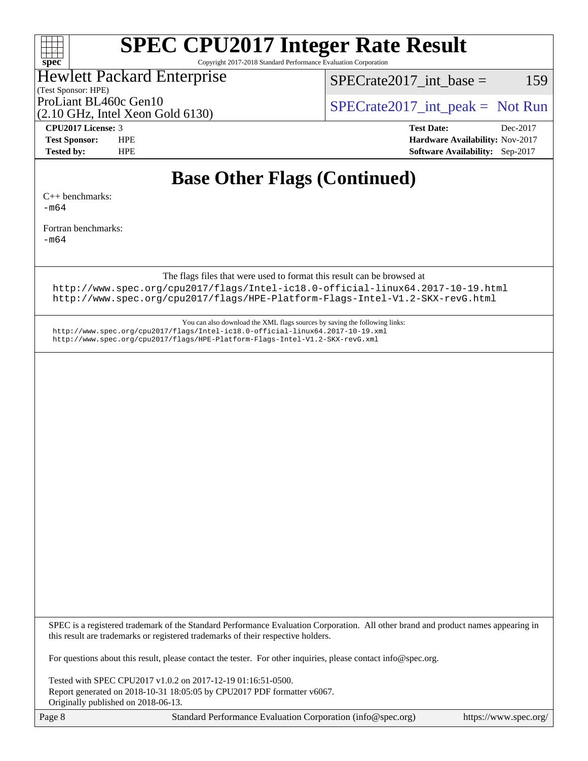# SPEC CPU2017 Integer Rate Result

Copyright 2017-2018 Standard Performance Evaluation Corporation

Hewlett Packard Enterprise
(Test Sponsor: HPE)
ProLiant BL460c Gen10
(2.10 GHz, Intel Xeon Gold 6130)

SPECrate2017_int_base = 159

SPECrate2017_int_peak = Not Run

**CPU2017 License:** 3
**Test Sponsor:** HPE
**Tested by:** HPE

**Test Date:** Dec-2017
**Hardware Availability:** Nov-2017
**Software Availability:** Sep-2017

## Base Other Flags (Continued)

C++ benchmarks:
-m64

Fortran benchmarks:
-m64

The flags files that were used to format this result can be browsed at
http://www.spec.org/cpu2017/flags/Intel-ic18.0-official-linux64.2017-10-19.html
http://www.spec.org/cpu2017/flags/HPE-Platform-Flags-Intel-V1.2-SKX-revG.html

You can also download the XML flags sources by saving the following links:
http://www.spec.org/cpu2017/flags/Intel-ic18.0-official-linux64.2017-10-19.xml
http://www.spec.org/cpu2017/flags/HPE-Platform-Flags-Intel-V1.2-SKX-revG.xml

SPEC is a registered trademark of the Standard Performance Evaluation Corporation. All other brand and product names appearing in this result are trademarks or registered trademarks of their respective holders.

For questions about this result, please contact the tester. For other inquiries, please contact info@spec.org.

Tested with SPEC CPU2017 v1.0.2 on 2017-12-19 01:16:51-0500.
Report generated on 2018-10-31 18:05:05 by CPU2017 PDF formatter v6067.
Originally published on 2018-06-13.